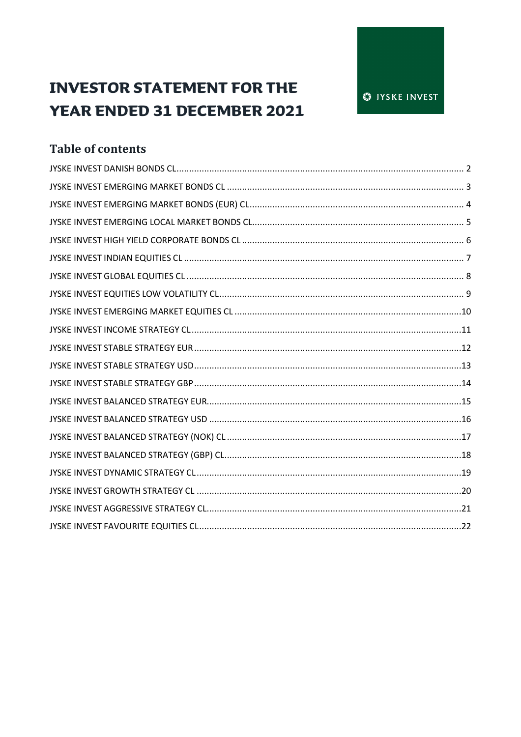# INVESTOR STATEMENT FOR THE YEAR ENDED 31 DECEMBER 2021

JYSKE INVEST

## Table of contents

JYSKE INVEST DANISH BONDS CL........................................................................2

JYSKE INVEST EMERGING MARKET BONDS CL ..................................................3

JYSKE INVEST EMERGING MARKET BONDS (EUR) CL..........................................4

JYSKE INVEST EMERGING LOCAL MARKET BONDS CL.........................................5

JYSKE INVEST HIGH YIELD CORPORATE BONDS CL ...........................................6

JYSKE INVEST INDIAN EQUITIES CL ..................................................................7

JYSKE INVEST GLOBAL EQUITIES CL .................................................................8

JYSKE INVEST EQUITIES LOW VOLATILITY CL.....................................................9

JYSKE INVEST EMERGING MARKET EQUITIES CL ..............................................10

JYSKE INVEST INCOME STRATEGY CL...............................................................11

JYSKE INVEST STABLE STRATEGY EUR ..............................................................12

JYSKE INVEST STABLE STRATEGY USD..............................................................13

JYSKE INVEST STABLE STRATEGY GBP ..............................................................14

JYSKE INVEST BALANCED STRATEGY EUR.........................................................15

JYSKE INVEST BALANCED STRATEGY USD .........................................................16

JYSKE INVEST BALANCED STRATEGY (NOK) CL ..................................................17

JYSKE INVEST BALANCED STRATEGY (GBP) CL...................................................18

JYSKE INVEST DYNAMIC STRATEGY CL..............................................................19

JYSKE INVEST GROWTH STRATEGY CL .............................................................20

JYSKE INVEST AGGRESSIVE STRATEGY CL.........................................................21

JYSKE INVEST FAVOURITE EQUITIES CL.............................................................22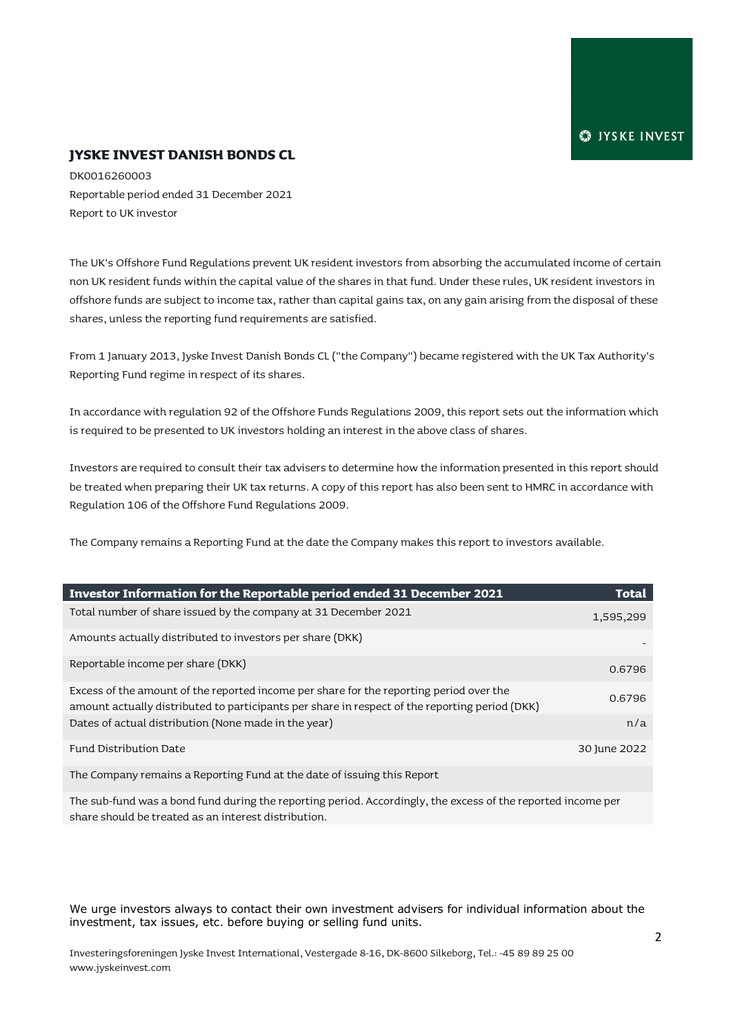# JYSKE INVEST DANISH BONDS CL

DK0016260003
Reportable period ended 31 December 2021
Report to UK investor

The UK's Offshore Fund Regulations prevent UK resident investors from absorbing the accumulated income of certain non UK resident funds within the capital value of the shares in that fund. Under these rules, UK resident investors in offshore funds are subject to income tax, rather than capital gains tax, on any gain arising from the disposal of these shares, unless the reporting fund requirements are satisfied.

From 1 January 2013, Jyske Invest Danish Bonds CL ("the Company") became registered with the UK Tax Authority's Reporting Fund regime in respect of its shares.

In accordance with regulation 92 of the Offshore Funds Regulations 2009, this report sets out the information which is required to be presented to UK investors holding an interest in the above class of shares.

Investors are required to consult their tax advisers to determine how the information presented in this report should be treated when preparing their UK tax returns. A copy of this report has also been sent to HMRC in accordance with Regulation 106 of the Offshore Fund Regulations 2009.

The Company remains a Reporting Fund at the date the Company makes this report to investors available.

| Investor Information for the Reportable period ended 31 December 2021 | Total |
|---|---|
| Total number of share issued by the company at 31 December 2021 | 1,595,299 |
| Amounts actually distributed to investors per share (DKK) | - |
| Reportable income per share (DKK) | 0.6796 |
| Excess of the amount of the reported income per share for the reporting period over the amount actually distributed to participants per share in respect of the reporting period (DKK) | 0.6796 |
| Dates of actual distribution (None made in the year) | n/a |
| Fund Distribution Date | 30 June 2022 |
| The Company remains a Reporting Fund at the date of issuing this Report | |
| The sub-fund was a bond fund during the reporting period. Accordingly, the excess of the reported income per share should be treated as an interest distribution. | |

We urge investors always to contact their own investment advisers for individual information about the investment, tax issues, etc. before buying or selling fund units.

Investeringsforeningen Jyske Invest International, Vestergade 8-16, DK-8600 Silkeborg, Tel.: -45 89 89 25 00
www.jyskeinvest.com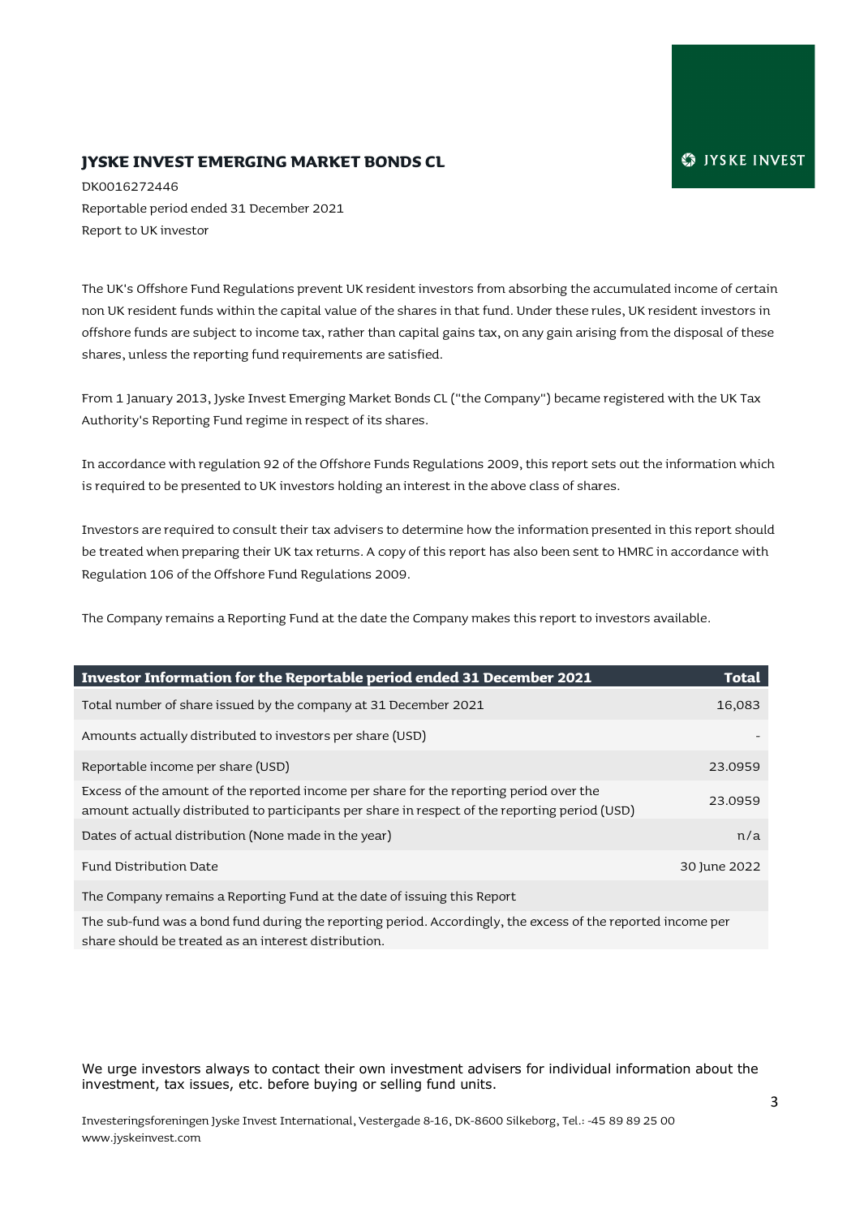JYSKE INVEST

# JYSKE INVEST EMERGING MARKET BONDS CL

DK0016272446

Reportable period ended 31 December 2021

Report to UK investor

The UK's Offshore Fund Regulations prevent UK resident investors from absorbing the accumulated income of certain non UK resident funds within the capital value of the shares in that fund. Under these rules, UK resident investors in offshore funds are subject to income tax, rather than capital gains tax, on any gain arising from the disposal of these shares, unless the reporting fund requirements are satisfied.

From 1 January 2013, Jyske Invest Emerging Market Bonds CL ("the Company") became registered with the UK Tax Authority's Reporting Fund regime in respect of its shares.

In accordance with regulation 92 of the Offshore Funds Regulations 2009, this report sets out the information which is required to be presented to UK investors holding an interest in the above class of shares.

Investors are required to consult their tax advisers to determine how the information presented in this report should be treated when preparing their UK tax returns. A copy of this report has also been sent to HMRC in accordance with Regulation 106 of the Offshore Fund Regulations 2009.

The Company remains a Reporting Fund at the date the Company makes this report to investors available.

| Investor Information for the Reportable period ended 31 December 2021 | Total |
|---|---|
| Total number of share issued by the company at 31 December 2021 | 16,083 |
| Amounts actually distributed to investors per share (USD) | - |
| Reportable income per share (USD) | 23.0959 |
| Excess of the amount of the reported income per share for the reporting period over the amount actually distributed to participants per share in respect of the reporting period (USD) | 23.0959 |
| Dates of actual distribution (None made in the year) | n/a |
| Fund Distribution Date | 30 June 2022 |
| The Company remains a Reporting Fund at the date of issuing this Report | |
| The sub-fund was a bond fund during the reporting period. Accordingly, the excess of the reported income per share should be treated as an interest distribution. | |

We urge investors always to contact their own investment advisers for individual information about the investment, tax issues, etc. before buying or selling fund units.

Investeringsforeningen Jyske Invest International, Vestergade 8-16, DK-8600 Silkeborg, Tel.: -45 89 89 25 00
www.jyskeinvest.com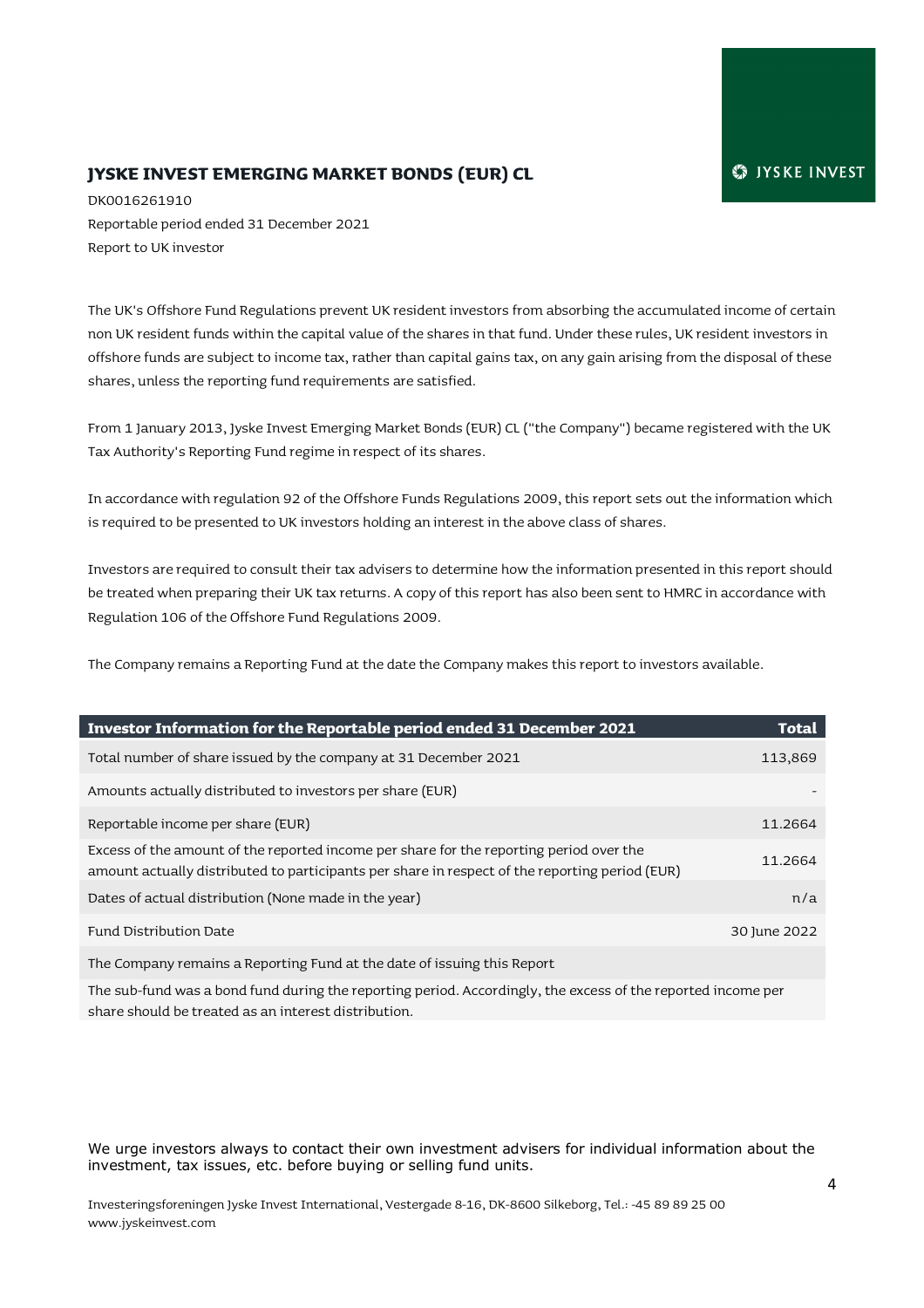## JYSKE INVEST EMERGING MARKET BONDS (EUR) CL

DK0016261910
Reportable period ended 31 December 2021
Report to UK investor

The UK's Offshore Fund Regulations prevent UK resident investors from absorbing the accumulated income of certain non UK resident funds within the capital value of the shares in that fund. Under these rules, UK resident investors in offshore funds are subject to income tax, rather than capital gains tax, on any gain arising from the disposal of these shares, unless the reporting fund requirements are satisfied.

From 1 January 2013, Jyske Invest Emerging Market Bonds (EUR) CL ("the Company") became registered with the UK Tax Authority's Reporting Fund regime in respect of its shares.

In accordance with regulation 92 of the Offshore Funds Regulations 2009, this report sets out the information which is required to be presented to UK investors holding an interest in the above class of shares.

Investors are required to consult their tax advisers to determine how the information presented in this report should be treated when preparing their UK tax returns. A copy of this report has also been sent to HMRC in accordance with Regulation 106 of the Offshore Fund Regulations 2009.

The Company remains a Reporting Fund at the date the Company makes this report to investors available.

| Investor Information for the Reportable period ended 31 December 2021 | Total |
|---|---|
| Total number of share issued by the company at 31 December 2021 | 113,869 |
| Amounts actually distributed to investors per share (EUR) | - |
| Reportable income per share (EUR) | 11.2664 |
| Excess of the amount of the reported income per share for the reporting period over the amount actually distributed to participants per share in respect of the reporting period (EUR) | 11.2664 |
| Dates of actual distribution (None made in the year) | n/a |
| Fund Distribution Date | 30 June 2022 |
| The Company remains a Reporting Fund at the date of issuing this Report | |
| The sub-fund was a bond fund during the reporting period. Accordingly, the excess of the reported income per share should be treated as an interest distribution. | |

We urge investors always to contact their own investment advisers for individual information about the investment, tax issues, etc. before buying or selling fund units.

Investeringsforeningen Jyske Invest International, Vestergade 8-16, DK-8600 Silkeborg, Tel.: -45 89 89 25 00
www.jyskeinvest.com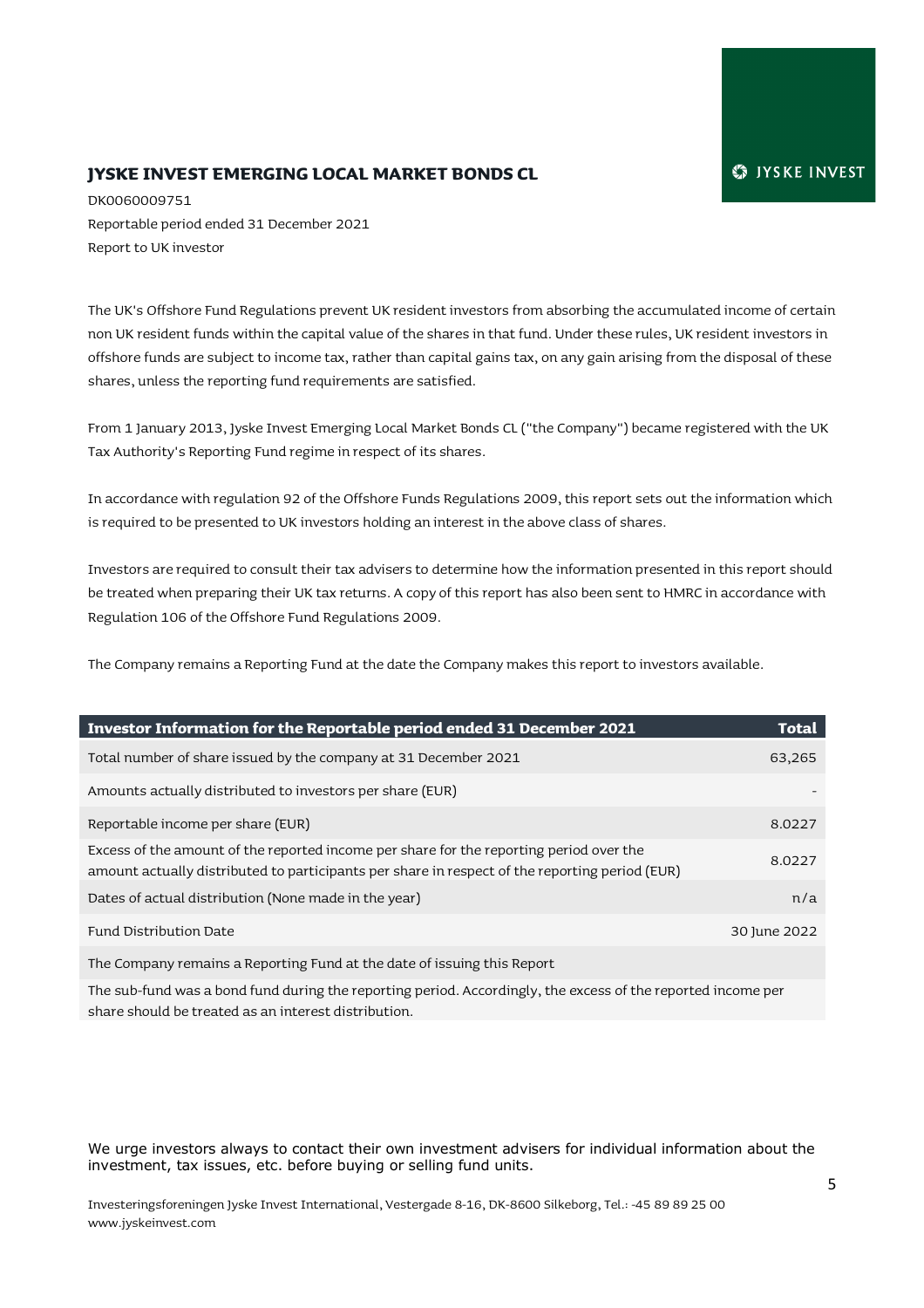# JYSKE INVEST EMERGING LOCAL MARKET BONDS CL

DK0060009751
Reportable period ended 31 December 2021
Report to UK investor

The UK's Offshore Fund Regulations prevent UK resident investors from absorbing the accumulated income of certain non UK resident funds within the capital value of the shares in that fund. Under these rules, UK resident investors in offshore funds are subject to income tax, rather than capital gains tax, on any gain arising from the disposal of these shares, unless the reporting fund requirements are satisfied.

From 1 January 2013, Jyske Invest Emerging Local Market Bonds CL ("the Company") became registered with the UK Tax Authority's Reporting Fund regime in respect of its shares.

In accordance with regulation 92 of the Offshore Funds Regulations 2009, this report sets out the information which is required to be presented to UK investors holding an interest in the above class of shares.

Investors are required to consult their tax advisers to determine how the information presented in this report should be treated when preparing their UK tax returns. A copy of this report has also been sent to HMRC in accordance with Regulation 106 of the Offshore Fund Regulations 2009.

The Company remains a Reporting Fund at the date the Company makes this report to investors available.

| Investor Information for the Reportable period ended 31 December 2021 | Total |
|---|---|
| Total number of share issued by the company at 31 December 2021 | 63,265 |
| Amounts actually distributed to investors per share (EUR) | - |
| Reportable income per share (EUR) | 8.0227 |
| Excess of the amount of the reported income per share for the reporting period over the amount actually distributed to participants per share in respect of the reporting period (EUR) | 8.0227 |
| Dates of actual distribution (None made in the year) | n/a |
| Fund Distribution Date | 30 June 2022 |
| The Company remains a Reporting Fund at the date of issuing this Report | |
| The sub-fund was a bond fund during the reporting period. Accordingly, the excess of the reported income per share should be treated as an interest distribution. | |

We urge investors always to contact their own investment advisers for individual information about the investment, tax issues, etc. before buying or selling fund units.

Investeringsforeningen Jyske Invest International, Vestergade 8-16, DK-8600 Silkeborg, Tel.: -45 89 89 25 00
www.jyskeinvest.com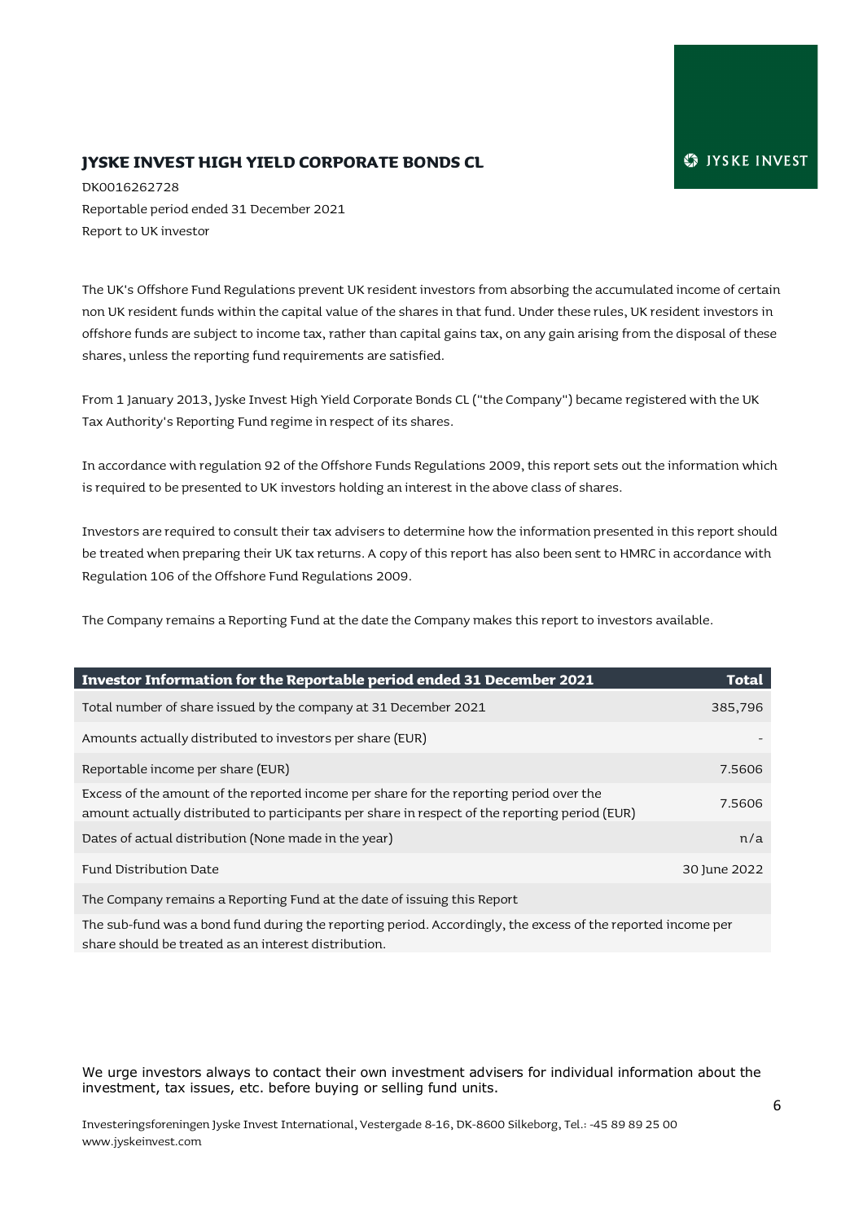## JYSKE INVEST HIGH YIELD CORPORATE BONDS CL

DK0016262728
Reportable period ended 31 December 2021
Report to UK investor

The UK's Offshore Fund Regulations prevent UK resident investors from absorbing the accumulated income of certain non UK resident funds within the capital value of the shares in that fund. Under these rules, UK resident investors in offshore funds are subject to income tax, rather than capital gains tax, on any gain arising from the disposal of these shares, unless the reporting fund requirements are satisfied.

From 1 January 2013, Jyske Invest High Yield Corporate Bonds CL ("the Company") became registered with the UK Tax Authority's Reporting Fund regime in respect of its shares.

In accordance with regulation 92 of the Offshore Funds Regulations 2009, this report sets out the information which is required to be presented to UK investors holding an interest in the above class of shares.

Investors are required to consult their tax advisers to determine how the information presented in this report should be treated when preparing their UK tax returns. A copy of this report has also been sent to HMRC in accordance with Regulation 106 of the Offshore Fund Regulations 2009.

The Company remains a Reporting Fund at the date the Company makes this report to investors available.

| Investor Information for the Reportable period ended 31 December 2021 | Total |
|---|---|
| Total number of share issued by the company at 31 December 2021 | 385,796 |
| Amounts actually distributed to investors per share (EUR) | - |
| Reportable income per share (EUR) | 7.5606 |
| Excess of the amount of the reported income per share for the reporting period over the amount actually distributed to participants per share in respect of the reporting period (EUR) | 7.5606 |
| Dates of actual distribution (None made in the year) | n/a |
| Fund Distribution Date | 30 June 2022 |
| The Company remains a Reporting Fund at the date of issuing this Report | |
| The sub-fund was a bond fund during the reporting period. Accordingly, the excess of the reported income per share should be treated as an interest distribution. | |

We urge investors always to contact their own investment advisers for individual information about the investment, tax issues, etc. before buying or selling fund units.

Investeringsforeningen Jyske Invest International, Vestergade 8-16, DK-8600 Silkeborg, Tel.: -45 89 89 25 00
www.jyskeinvest.com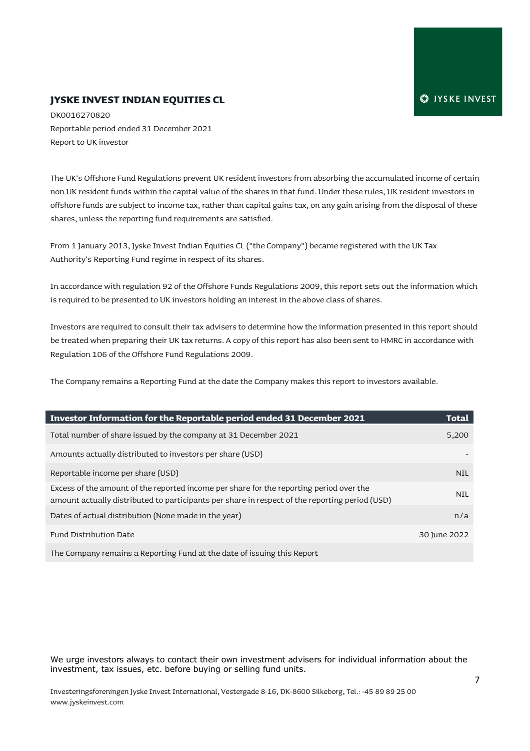# JYSKE INVEST INDIAN EQUITIES CL

DK0016270820
Reportable period ended 31 December 2021
Report to UK investor

The UK's Offshore Fund Regulations prevent UK resident investors from absorbing the accumulated income of certain non UK resident funds within the capital value of the shares in that fund. Under these rules, UK resident investors in offshore funds are subject to income tax, rather than capital gains tax, on any gain arising from the disposal of these shares, unless the reporting fund requirements are satisfied.

From 1 January 2013, Jyske Invest Indian Equities CL ("the Company") became registered with the UK Tax Authority's Reporting Fund regime in respect of its shares.

In accordance with regulation 92 of the Offshore Funds Regulations 2009, this report sets out the information which is required to be presented to UK investors holding an interest in the above class of shares.

Investors are required to consult their tax advisers to determine how the information presented in this report should be treated when preparing their UK tax returns. A copy of this report has also been sent to HMRC in accordance with Regulation 106 of the Offshore Fund Regulations 2009.

The Company remains a Reporting Fund at the date the Company makes this report to investors available.

| Investor Information for the Reportable period ended 31 December 2021 | Total |
|---|---|
| Total number of share issued by the company at 31 December 2021 | 5,200 |
| Amounts actually distributed to investors per share (USD) | - |
| Reportable income per share (USD) | NIL |
| Excess of the amount of the reported income per share for the reporting period over the amount actually distributed to participants per share in respect of the reporting period (USD) | NIL |
| Dates of actual distribution (None made in the year) | n/a |
| Fund Distribution Date | 30 June 2022 |
| The Company remains a Reporting Fund at the date of issuing this Report | |

We urge investors always to contact their own investment advisers for individual information about the investment, tax issues, etc. before buying or selling fund units.

Investeringsforeningen Jyske Invest International, Vestergade 8-16, DK-8600 Silkeborg, Tel.: -45 89 89 25 00
www.jyskeinvest.com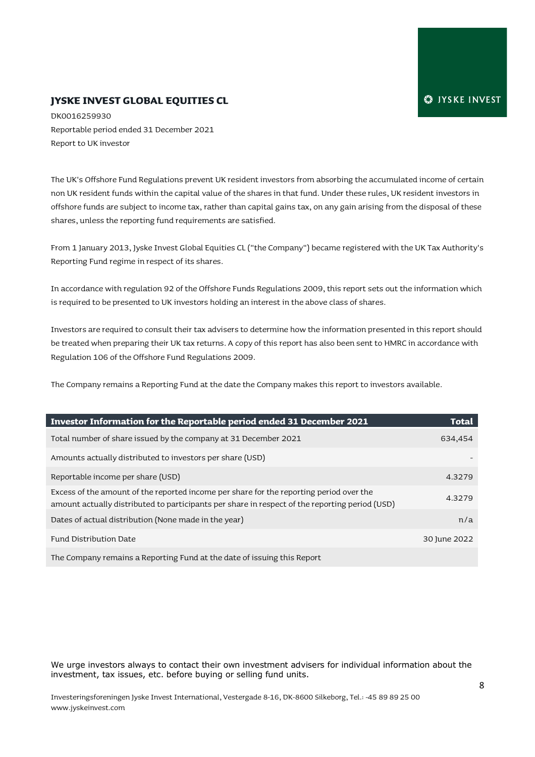## JYSKE INVEST GLOBAL EQUITIES CL

DK0016259930
Reportable period ended 31 December 2021
Report to UK investor

The UK's Offshore Fund Regulations prevent UK resident investors from absorbing the accumulated income of certain non UK resident funds within the capital value of the shares in that fund. Under these rules, UK resident investors in offshore funds are subject to income tax, rather than capital gains tax, on any gain arising from the disposal of these shares, unless the reporting fund requirements are satisfied.

From 1 January 2013, Jyske Invest Global Equities CL ("the Company") became registered with the UK Tax Authority's Reporting Fund regime in respect of its shares.

In accordance with regulation 92 of the Offshore Funds Regulations 2009, this report sets out the information which is required to be presented to UK investors holding an interest in the above class of shares.

Investors are required to consult their tax advisers to determine how the information presented in this report should be treated when preparing their UK tax returns. A copy of this report has also been sent to HMRC in accordance with Regulation 106 of the Offshore Fund Regulations 2009.

The Company remains a Reporting Fund at the date the Company makes this report to investors available.

| Investor Information for the Reportable period ended 31 December 2021 | Total |
|---|---|
| Total number of share issued by the company at 31 December 2021 | 634,454 |
| Amounts actually distributed to investors per share (USD) | - |
| Reportable income per share (USD) | 4.3279 |
| Excess of the amount of the reported income per share for the reporting period over the amount actually distributed to participants per share in respect of the reporting period (USD) | 4.3279 |
| Dates of actual distribution (None made in the year) | n/a |
| Fund Distribution Date | 30 June 2022 |
| The Company remains a Reporting Fund at the date of issuing this Report | |

We urge investors always to contact their own investment advisers for individual information about the investment, tax issues, etc. before buying or selling fund units.

Investeringsforeningen Jyske Invest International, Vestergade 8-16, DK-8600 Silkeborg, Tel.: -45 89 89 25 00
www.jyskeinvest.com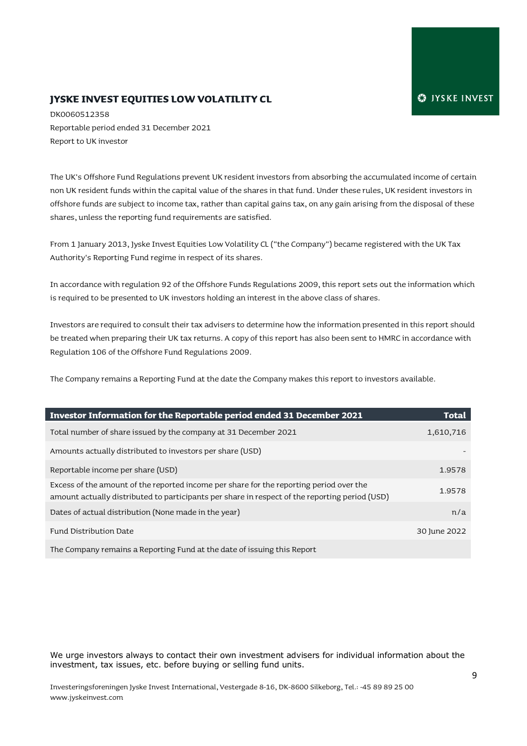# JYSKE INVEST EQUITIES LOW VOLATILITY CL

DK0060512358
Reportable period ended 31 December 2021
Report to UK investor

The UK's Offshore Fund Regulations prevent UK resident investors from absorbing the accumulated income of certain non UK resident funds within the capital value of the shares in that fund. Under these rules, UK resident investors in offshore funds are subject to income tax, rather than capital gains tax, on any gain arising from the disposal of these shares, unless the reporting fund requirements are satisfied.

From 1 January 2013, Jyske Invest Equities Low Volatility CL ("the Company") became registered with the UK Tax Authority's Reporting Fund regime in respect of its shares.

In accordance with regulation 92 of the Offshore Funds Regulations 2009, this report sets out the information which is required to be presented to UK investors holding an interest in the above class of shares.

Investors are required to consult their tax advisers to determine how the information presented in this report should be treated when preparing their UK tax returns. A copy of this report has also been sent to HMRC in accordance with Regulation 106 of the Offshore Fund Regulations 2009.

The Company remains a Reporting Fund at the date the Company makes this report to investors available.

| Investor Information for the Reportable period ended 31 December 2021 | Total |
|---|---|
| Total number of share issued by the company at 31 December 2021 | 1,610,716 |
| Amounts actually distributed to investors per share (USD) | - |
| Reportable income per share (USD) | 1.9578 |
| Excess of the amount of the reported income per share for the reporting period over the amount actually distributed to participants per share in respect of the reporting period (USD) | 1.9578 |
| Dates of actual distribution (None made in the year) | n/a |
| Fund Distribution Date | 30 June 2022 |
| The Company remains a Reporting Fund at the date of issuing this Report | |

We urge investors always to contact their own investment advisers for individual information about the investment, tax issues, etc. before buying or selling fund units.

Investeringsforeningen Jyske Invest International, Vestergade 8-16, DK-8600 Silkeborg, Tel.: -45 89 89 25 00
www.jyskeinvest.com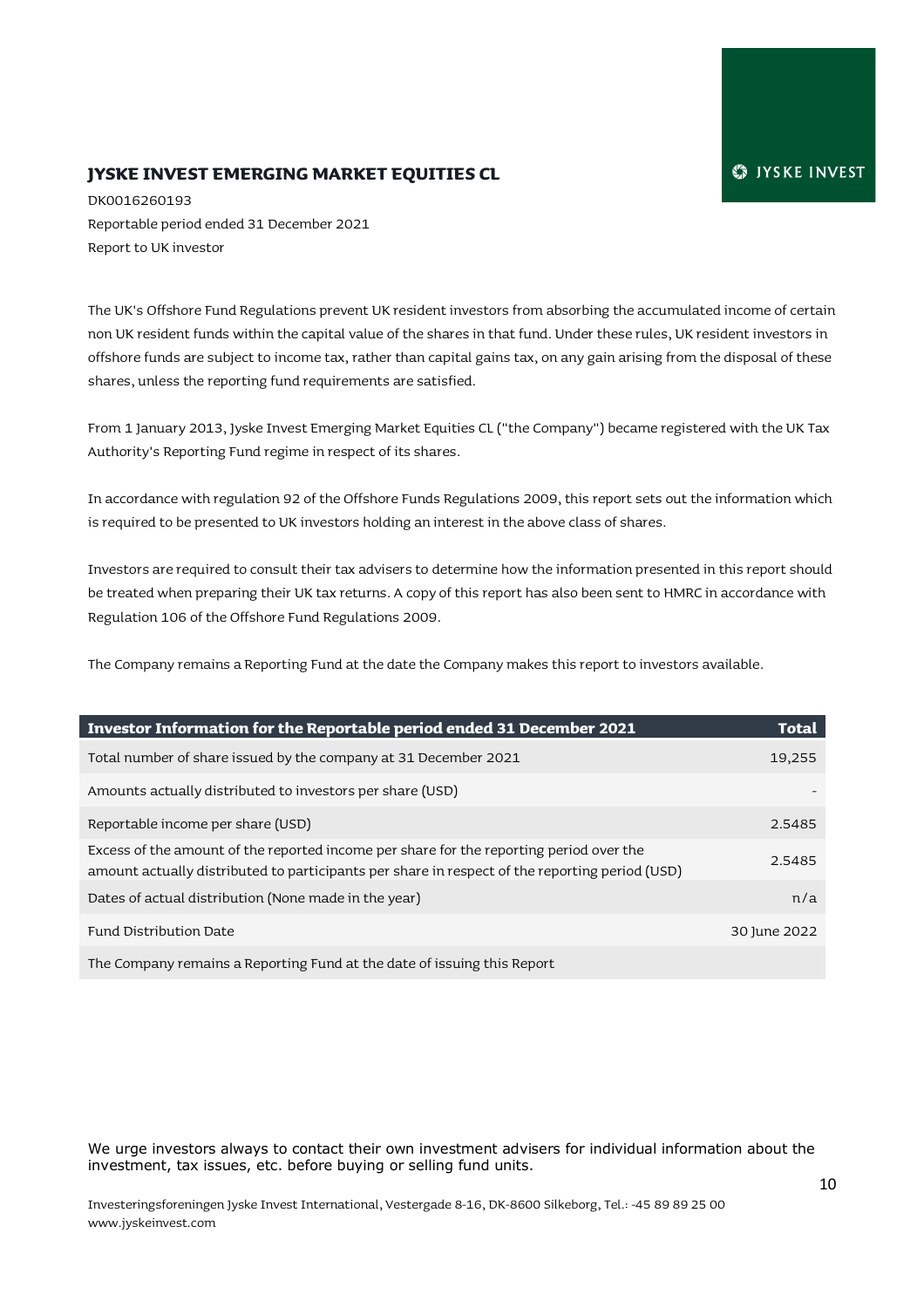# JYSKE INVEST EMERGING MARKET EQUITIES CL

DK0016260193
Reportable period ended 31 December 2021
Report to UK investor

The UK's Offshore Fund Regulations prevent UK resident investors from absorbing the accumulated income of certain non UK resident funds within the capital value of the shares in that fund. Under these rules, UK resident investors in offshore funds are subject to income tax, rather than capital gains tax, on any gain arising from the disposal of these shares, unless the reporting fund requirements are satisfied.

From 1 January 2013, Jyske Invest Emerging Market Equities CL ("the Company") became registered with the UK Tax Authority's Reporting Fund regime in respect of its shares.

In accordance with regulation 92 of the Offshore Funds Regulations 2009, this report sets out the information which is required to be presented to UK investors holding an interest in the above class of shares.

Investors are required to consult their tax advisers to determine how the information presented in this report should be treated when preparing their UK tax returns. A copy of this report has also been sent to HMRC in accordance with Regulation 106 of the Offshore Fund Regulations 2009.

The Company remains a Reporting Fund at the date the Company makes this report to investors available.

| Investor Information for the Reportable period ended 31 December 2021 | Total |
|---|---|
| Total number of share issued by the company at 31 December 2021 | 19,255 |
| Amounts actually distributed to investors per share (USD) | - |
| Reportable income per share (USD) | 2.5485 |
| Excess of the amount of the reported income per share for the reporting period over the amount actually distributed to participants per share in respect of the reporting period (USD) | 2.5485 |
| Dates of actual distribution (None made in the year) | n/a |
| Fund Distribution Date | 30 June 2022 |
| The Company remains a Reporting Fund at the date of issuing this Report | |

We urge investors always to contact their own investment advisers for individual information about the investment, tax issues, etc. before buying or selling fund units.

Investeringsforeningen Jyske Invest International, Vestergade 8-16, DK-8600 Silkeborg, Tel.: -45 89 89 25 00
www.jyskeinvest.com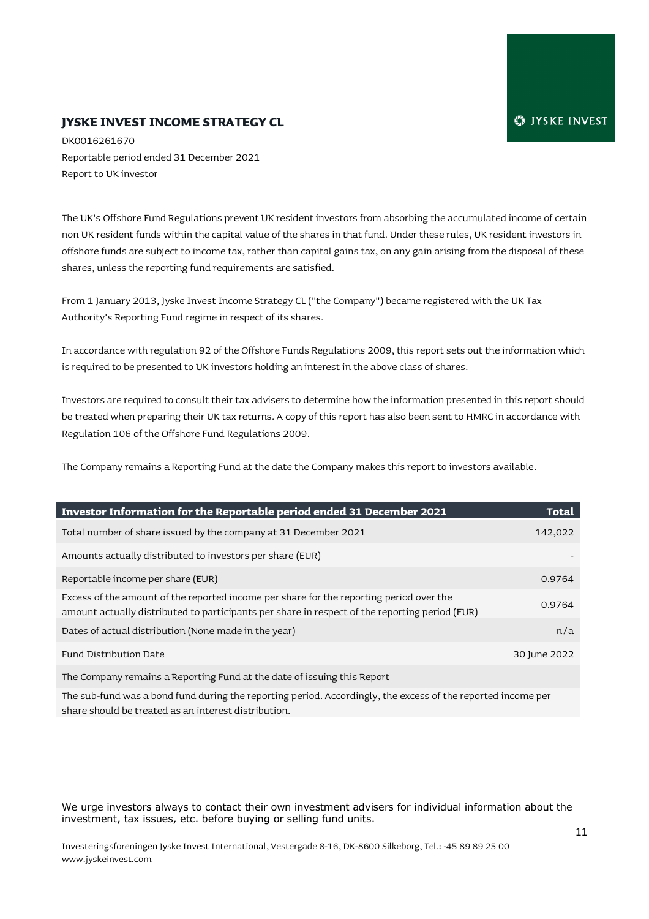## JYSKE INVEST INCOME STRATEGY CL

DK0016261670
Reportable period ended 31 December 2021
Report to UK investor

The UK's Offshore Fund Regulations prevent UK resident investors from absorbing the accumulated income of certain non UK resident funds within the capital value of the shares in that fund. Under these rules, UK resident investors in offshore funds are subject to income tax, rather than capital gains tax, on any gain arising from the disposal of these shares, unless the reporting fund requirements are satisfied.

From 1 January 2013, Jyske Invest Income Strategy CL ("the Company") became registered with the UK Tax Authority's Reporting Fund regime in respect of its shares.

In accordance with regulation 92 of the Offshore Funds Regulations 2009, this report sets out the information which is required to be presented to UK investors holding an interest in the above class of shares.

Investors are required to consult their tax advisers to determine how the information presented in this report should be treated when preparing their UK tax returns. A copy of this report has also been sent to HMRC in accordance with Regulation 106 of the Offshore Fund Regulations 2009.

The Company remains a Reporting Fund at the date the Company makes this report to investors available.

| Investor Information for the Reportable period ended 31 December 2021 | Total |
|---|---|
| Total number of share issued by the company at 31 December 2021 | 142,022 |
| Amounts actually distributed to investors per share (EUR) | - |
| Reportable income per share (EUR) | 0.9764 |
| Excess of the amount of the reported income per share for the reporting period over the amount actually distributed to participants per share in respect of the reporting period (EUR) | 0.9764 |
| Dates of actual distribution (None made in the year) | n/a |
| Fund Distribution Date | 30 June 2022 |
| The Company remains a Reporting Fund at the date of issuing this Report | |
| The sub-fund was a bond fund during the reporting period. Accordingly, the excess of the reported income per share should be treated as an interest distribution. | |

We urge investors always to contact their own investment advisers for individual information about the investment, tax issues, etc. before buying or selling fund units.

Investeringsforeningen Jyske Invest International, Vestergade 8-16, DK-8600 Silkeborg, Tel.: -45 89 89 25 00
www.jyskeinvest.com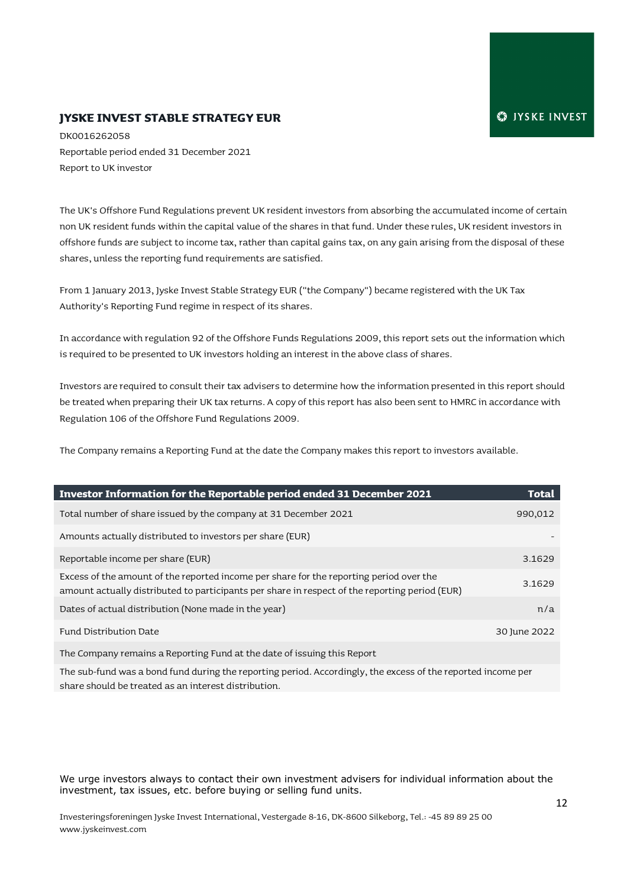JYSKE INVEST

# JYSKE INVEST STABLE STRATEGY EUR

DK0016262058
Reportable period ended 31 December 2021
Report to UK investor

The UK's Offshore Fund Regulations prevent UK resident investors from absorbing the accumulated income of certain non UK resident funds within the capital value of the shares in that fund. Under these rules, UK resident investors in offshore funds are subject to income tax, rather than capital gains tax, on any gain arising from the disposal of these shares, unless the reporting fund requirements are satisfied.

From 1 January 2013, Jyske Invest Stable Strategy EUR ("the Company") became registered with the UK Tax Authority's Reporting Fund regime in respect of its shares.

In accordance with regulation 92 of the Offshore Funds Regulations 2009, this report sets out the information which is required to be presented to UK investors holding an interest in the above class of shares.

Investors are required to consult their tax advisers to determine how the information presented in this report should be treated when preparing their UK tax returns. A copy of this report has also been sent to HMRC in accordance with Regulation 106 of the Offshore Fund Regulations 2009.

The Company remains a Reporting Fund at the date the Company makes this report to investors available.

| Investor Information for the Reportable period ended 31 December 2021 | Total |
|---|---|
| Total number of share issued by the company at 31 December 2021 | 990,012 |
| Amounts actually distributed to investors per share (EUR) | - |
| Reportable income per share (EUR) | 3.1629 |
| Excess of the amount of the reported income per share for the reporting period over the amount actually distributed to participants per share in respect of the reporting period (EUR) | 3.1629 |
| Dates of actual distribution (None made in the year) | n/a |
| Fund Distribution Date | 30 June 2022 |
| The Company remains a Reporting Fund at the date of issuing this Report | |
| The sub-fund was a bond fund during the reporting period. Accordingly, the excess of the reported income per share should be treated as an interest distribution. | |

We urge investors always to contact their own investment advisers for individual information about the investment, tax issues, etc. before buying or selling fund units.

Investeringsforeningen Jyske Invest International, Vestergade 8-16, DK-8600 Silkeborg, Tel.: -45 89 89 25 00
www.jyskeinvest.com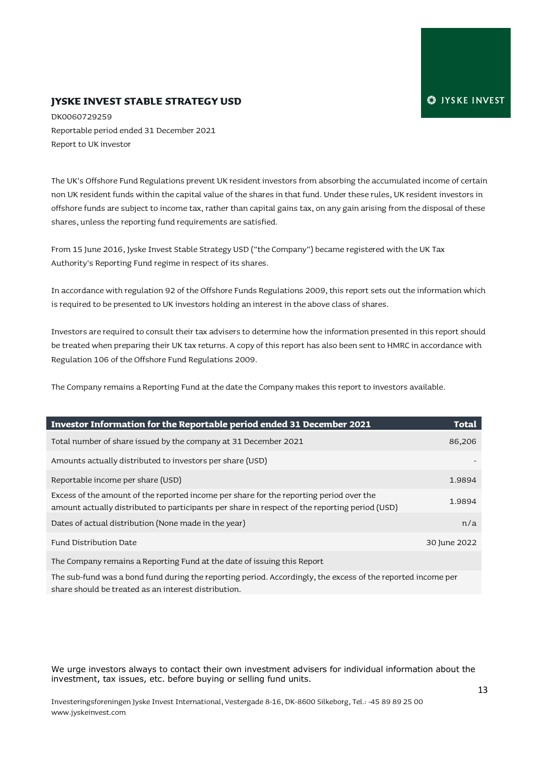JYSKE INVEST

## JYSKE INVEST STABLE STRATEGY USD

DK0060729259
Reportable period ended 31 December 2021
Report to UK investor

The UK's Offshore Fund Regulations prevent UK resident investors from absorbing the accumulated income of certain non UK resident funds within the capital value of the shares in that fund. Under these rules, UK resident investors in offshore funds are subject to income tax, rather than capital gains tax, on any gain arising from the disposal of these shares, unless the reporting fund requirements are satisfied.

From 15 June 2016, Jyske Invest Stable Strategy USD ("the Company") became registered with the UK Tax Authority's Reporting Fund regime in respect of its shares.

In accordance with regulation 92 of the Offshore Funds Regulations 2009, this report sets out the information which is required to be presented to UK investors holding an interest in the above class of shares.

Investors are required to consult their tax advisers to determine how the information presented in this report should be treated when preparing their UK tax returns. A copy of this report has also been sent to HMRC in accordance with Regulation 106 of the Offshore Fund Regulations 2009.

The Company remains a Reporting Fund at the date the Company makes this report to investors available.

| Investor Information for the Reportable period ended 31 December 2021 | Total |
|---|---|
| Total number of share issued by the company at 31 December 2021 | 86,206 |
| Amounts actually distributed to investors per share (USD) | - |
| Reportable income per share (USD) | 1.9894 |
| Excess of the amount of the reported income per share for the reporting period over the amount actually distributed to participants per share in respect of the reporting period (USD) | 1.9894 |
| Dates of actual distribution (None made in the year) | n/a |
| Fund Distribution Date | 30 June 2022 |
| The Company remains a Reporting Fund at the date of issuing this Report | |
| The sub-fund was a bond fund during the reporting period. Accordingly, the excess of the reported income per share should be treated as an interest distribution. | |

We urge investors always to contact their own investment advisers for individual information about the investment, tax issues, etc. before buying or selling fund units.

Investeringsforeningen Jyske Invest International, Vestergade 8-16, DK-8600 Silkeborg, Tel.: -45 89 89 25 00
www.jyskeinvest.com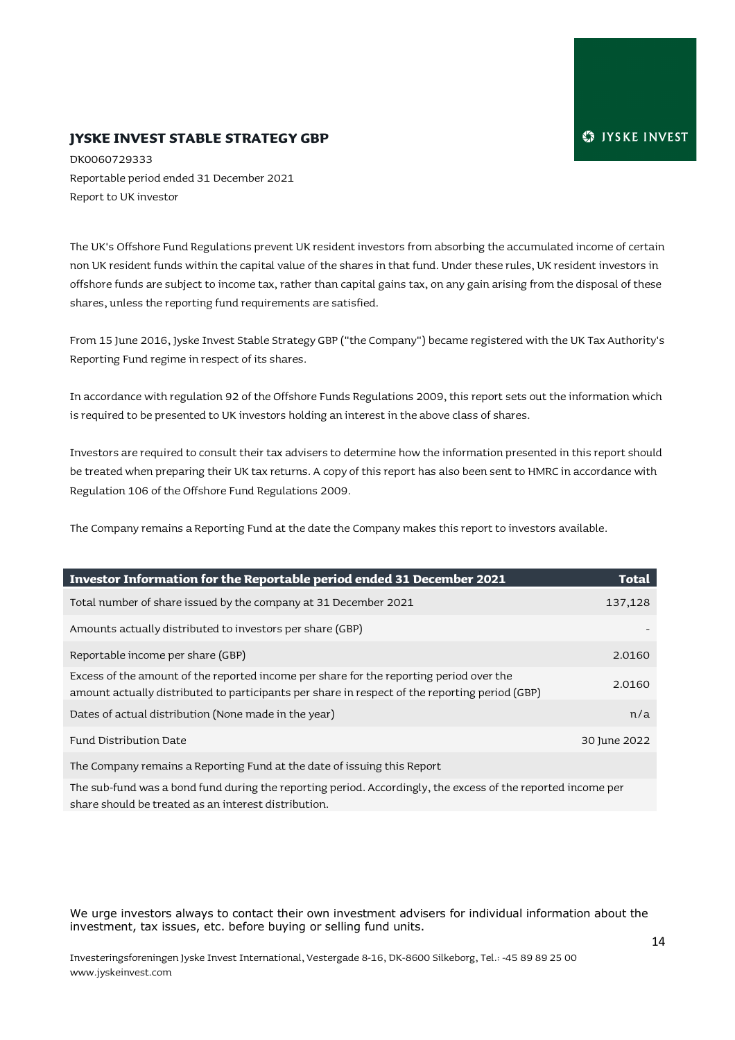JYSKE INVEST

# JYSKE INVEST STABLE STRATEGY GBP

DK0060729333
Reportable period ended 31 December 2021
Report to UK investor

The UK's Offshore Fund Regulations prevent UK resident investors from absorbing the accumulated income of certain non UK resident funds within the capital value of the shares in that fund. Under these rules, UK resident investors in offshore funds are subject to income tax, rather than capital gains tax, on any gain arising from the disposal of these shares, unless the reporting fund requirements are satisfied.

From 15 June 2016, Jyske Invest Stable Strategy GBP ("the Company") became registered with the UK Tax Authority's Reporting Fund regime in respect of its shares.

In accordance with regulation 92 of the Offshore Funds Regulations 2009, this report sets out the information which is required to be presented to UK investors holding an interest in the above class of shares.

Investors are required to consult their tax advisers to determine how the information presented in this report should be treated when preparing their UK tax returns. A copy of this report has also been sent to HMRC in accordance with Regulation 106 of the Offshore Fund Regulations 2009.

The Company remains a Reporting Fund at the date the Company makes this report to investors available.

| Investor Information for the Reportable period ended 31 December 2021 | Total |
|---|---|
| Total number of share issued by the company at 31 December 2021 | 137,128 |
| Amounts actually distributed to investors per share (GBP) | - |
| Reportable income per share (GBP) | 2.0160 |
| Excess of the amount of the reported income per share for the reporting period over the amount actually distributed to participants per share in respect of the reporting period (GBP) | 2.0160 |
| Dates of actual distribution (None made in the year) | n/a |
| Fund Distribution Date | 30 June 2022 |
| The Company remains a Reporting Fund at the date of issuing this Report | |
| The sub-fund was a bond fund during the reporting period. Accordingly, the excess of the reported income per share should be treated as an interest distribution. | |

We urge investors always to contact their own investment advisers for individual information about the investment, tax issues, etc. before buying or selling fund units.

Investeringsforeningen Jyske Invest International, Vestergade 8-16, DK-8600 Silkeborg, Tel.: -45 89 89 25 00
www.jyskeinvest.com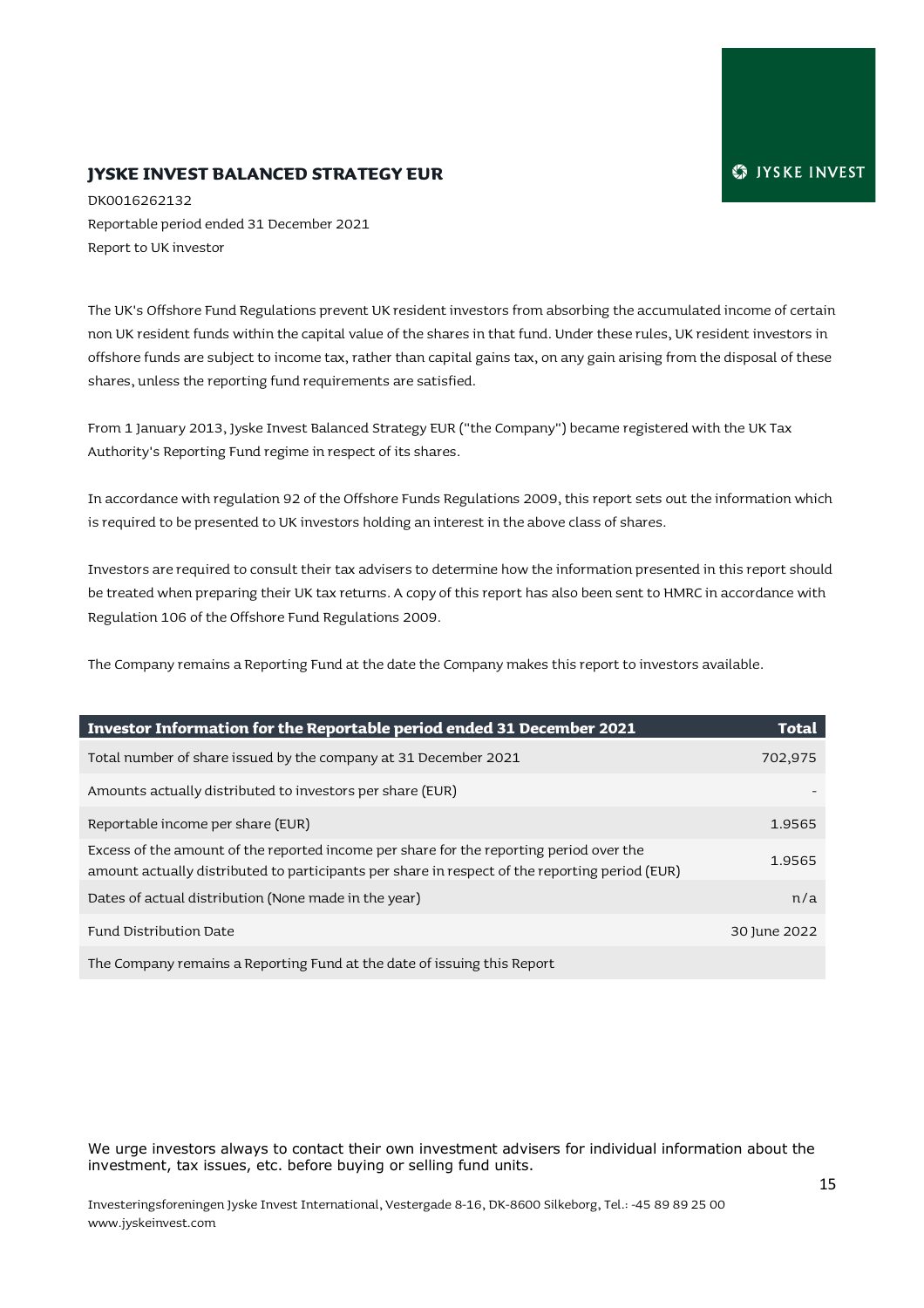# JYSKE INVEST BALANCED STRATEGY EUR

DK0016262132
Reportable period ended 31 December 2021
Report to UK investor

The UK's Offshore Fund Regulations prevent UK resident investors from absorbing the accumulated income of certain non UK resident funds within the capital value of the shares in that fund. Under these rules, UK resident investors in offshore funds are subject to income tax, rather than capital gains tax, on any gain arising from the disposal of these shares, unless the reporting fund requirements are satisfied.

From 1 January 2013, Jyske Invest Balanced Strategy EUR ("the Company") became registered with the UK Tax Authority's Reporting Fund regime in respect of its shares.

In accordance with regulation 92 of the Offshore Funds Regulations 2009, this report sets out the information which is required to be presented to UK investors holding an interest in the above class of shares.

Investors are required to consult their tax advisers to determine how the information presented in this report should be treated when preparing their UK tax returns. A copy of this report has also been sent to HMRC in accordance with Regulation 106 of the Offshore Fund Regulations 2009.

The Company remains a Reporting Fund at the date the Company makes this report to investors available.

| Investor Information for the Reportable period ended 31 December 2021 | Total |
|---|---|
| Total number of share issued by the company at 31 December 2021 | 702,975 |
| Amounts actually distributed to investors per share (EUR) | - |
| Reportable income per share (EUR) | 1.9565 |
| Excess of the amount of the reported income per share for the reporting period over the amount actually distributed to participants per share in respect of the reporting period (EUR) | 1.9565 |
| Dates of actual distribution (None made in the year) | n/a |
| Fund Distribution Date | 30 June 2022 |
| The Company remains a Reporting Fund at the date of issuing this Report | |

We urge investors always to contact their own investment advisers for individual information about the investment, tax issues, etc. before buying or selling fund units.

Investeringsforeningen Jyske Invest International, Vestergade 8-16, DK-8600 Silkeborg, Tel.: -45 89 89 25 00
www.jyskeinvest.com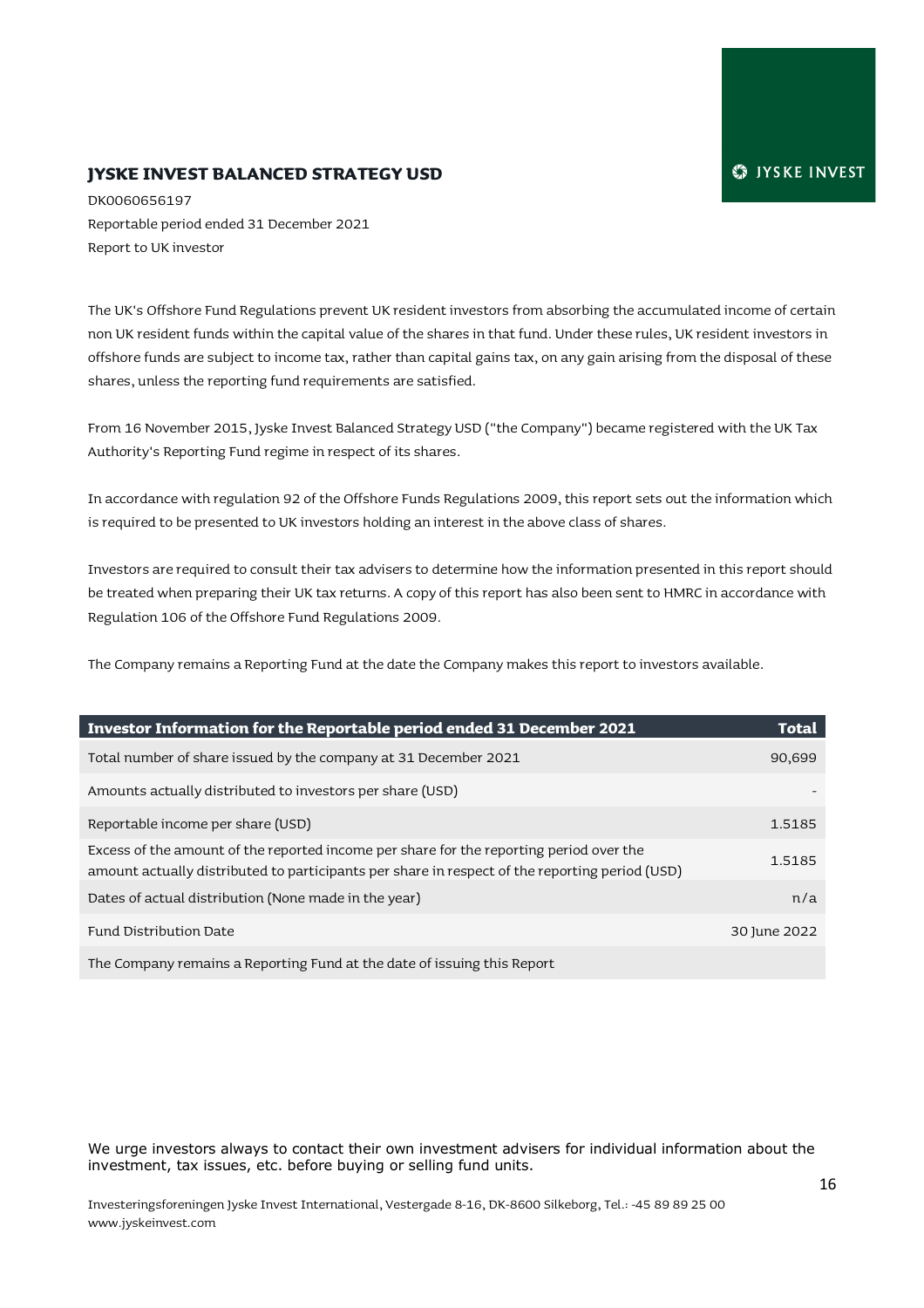# JYSKE INVEST BALANCED STRATEGY USD

DK0060656197

Reportable period ended 31 December 2021

Report to UK investor

The UK's Offshore Fund Regulations prevent UK resident investors from absorbing the accumulated income of certain non UK resident funds within the capital value of the shares in that fund. Under these rules, UK resident investors in offshore funds are subject to income tax, rather than capital gains tax, on any gain arising from the disposal of these shares, unless the reporting fund requirements are satisfied.

From 16 November 2015, Jyske Invest Balanced Strategy USD ("the Company") became registered with the UK Tax Authority's Reporting Fund regime in respect of its shares.

In accordance with regulation 92 of the Offshore Funds Regulations 2009, this report sets out the information which is required to be presented to UK investors holding an interest in the above class of shares.

Investors are required to consult their tax advisers to determine how the information presented in this report should be treated when preparing their UK tax returns. A copy of this report has also been sent to HMRC in accordance with Regulation 106 of the Offshore Fund Regulations 2009.

The Company remains a Reporting Fund at the date the Company makes this report to investors available.

| Investor Information for the Reportable period ended 31 December 2021 | Total |
|---|---|
| Total number of share issued by the company at 31 December 2021 | 90,699 |
| Amounts actually distributed to investors per share (USD) | - |
| Reportable income per share (USD) | 1.5185 |
| Excess of the amount of the reported income per share for the reporting period over the amount actually distributed to participants per share in respect of the reporting period (USD) | 1.5185 |
| Dates of actual distribution (None made in the year) | n/a |
| Fund Distribution Date | 30 June 2022 |
| The Company remains a Reporting Fund at the date of issuing this Report | |

We urge investors always to contact their own investment advisers for individual information about the investment, tax issues, etc. before buying or selling fund units.

Investeringsforeningen Jyske Invest International, Vestergade 8-16, DK-8600 Silkeborg, Tel.: -45 89 89 25 00
www.jyskeinvest.com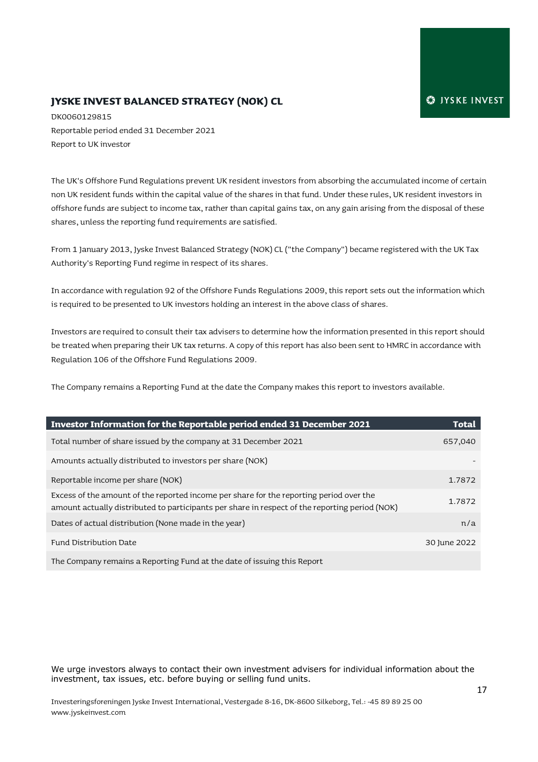JYSKE INVEST

## JYSKE INVEST BALANCED STRATEGY (NOK) CL

DK0060129815

Reportable period ended 31 December 2021

Report to UK investor

The UK's Offshore Fund Regulations prevent UK resident investors from absorbing the accumulated income of certain non UK resident funds within the capital value of the shares in that fund. Under these rules, UK resident investors in offshore funds are subject to income tax, rather than capital gains tax, on any gain arising from the disposal of these shares, unless the reporting fund requirements are satisfied.

From 1 January 2013, Jyske Invest Balanced Strategy (NOK) CL ("the Company") became registered with the UK Tax Authority's Reporting Fund regime in respect of its shares.

In accordance with regulation 92 of the Offshore Funds Regulations 2009, this report sets out the information which is required to be presented to UK investors holding an interest in the above class of shares.

Investors are required to consult their tax advisers to determine how the information presented in this report should be treated when preparing their UK tax returns. A copy of this report has also been sent to HMRC in accordance with Regulation 106 of the Offshore Fund Regulations 2009.

The Company remains a Reporting Fund at the date the Company makes this report to investors available.

| Investor Information for the Reportable period ended 31 December 2021 | Total |
|---|---|
| Total number of share issued by the company at 31 December 2021 | 657,040 |
| Amounts actually distributed to investors per share (NOK) | - |
| Reportable income per share (NOK) | 1.7872 |
| Excess of the amount of the reported income per share for the reporting period over the amount actually distributed to participants per share in respect of the reporting period (NOK) | 1.7872 |
| Dates of actual distribution (None made in the year) | n/a |
| Fund Distribution Date | 30 June 2022 |
| The Company remains a Reporting Fund at the date of issuing this Report | |

We urge investors always to contact their own investment advisers for individual information about the investment, tax issues, etc. before buying or selling fund units.

Investeringsforeningen Jyske Invest International, Vestergade 8-16, DK-8600 Silkeborg, Tel.: -45 89 89 25 00
www.jyskeinvest.com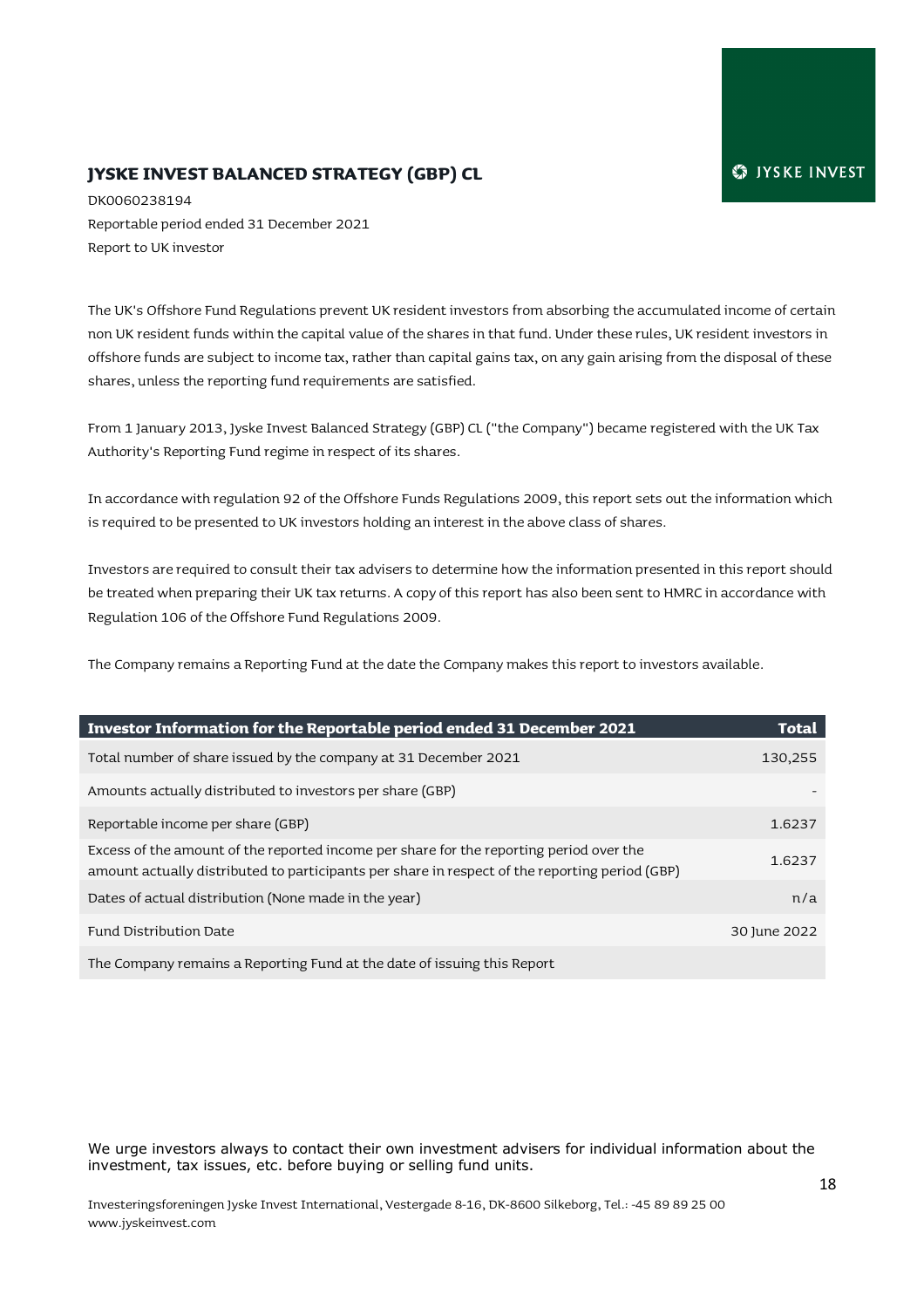# JYSKE INVEST BALANCED STRATEGY (GBP) CL

DK0060238194
Reportable period ended 31 December 2021
Report to UK investor

The UK's Offshore Fund Regulations prevent UK resident investors from absorbing the accumulated income of certain non UK resident funds within the capital value of the shares in that fund. Under these rules, UK resident investors in offshore funds are subject to income tax, rather than capital gains tax, on any gain arising from the disposal of these shares, unless the reporting fund requirements are satisfied.

From 1 January 2013, Jyske Invest Balanced Strategy (GBP) CL ("the Company") became registered with the UK Tax Authority's Reporting Fund regime in respect of its shares.

In accordance with regulation 92 of the Offshore Funds Regulations 2009, this report sets out the information which is required to be presented to UK investors holding an interest in the above class of shares.

Investors are required to consult their tax advisers to determine how the information presented in this report should be treated when preparing their UK tax returns. A copy of this report has also been sent to HMRC in accordance with Regulation 106 of the Offshore Fund Regulations 2009.

The Company remains a Reporting Fund at the date the Company makes this report to investors available.

| Investor Information for the Reportable period ended 31 December 2021 | Total |
|---|---|
| Total number of share issued by the company at 31 December 2021 | 130,255 |
| Amounts actually distributed to investors per share (GBP) | - |
| Reportable income per share (GBP) | 1.6237 |
| Excess of the amount of the reported income per share for the reporting period over the amount actually distributed to participants per share in respect of the reporting period (GBP) | 1.6237 |
| Dates of actual distribution (None made in the year) | n/a |
| Fund Distribution Date | 30 June 2022 |
| The Company remains a Reporting Fund at the date of issuing this Report | |

We urge investors always to contact their own investment advisers for individual information about the investment, tax issues, etc. before buying or selling fund units.

Investeringsforeningen Jyske Invest International, Vestergade 8-16, DK-8600 Silkeborg, Tel.: -45 89 89 25 00
www.jyskeinvest.com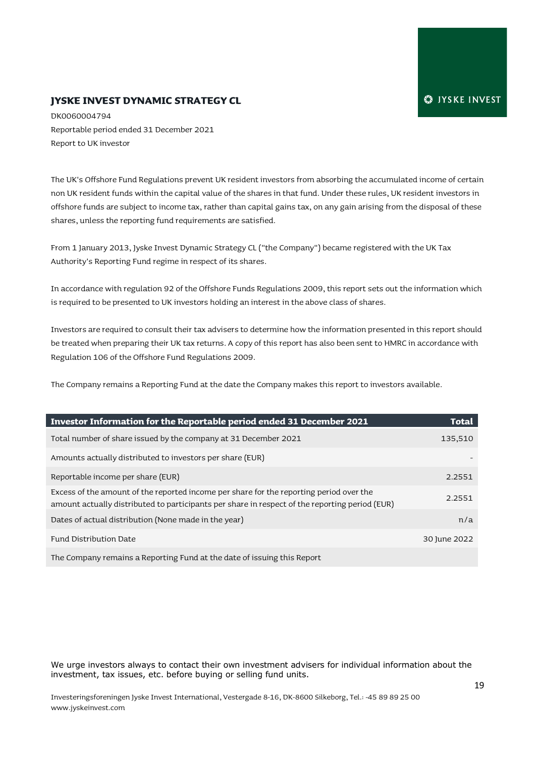# JYSKE INVEST DYNAMIC STRATEGY CL

DK0060004794

Reportable period ended 31 December 2021

Report to UK investor

The UK's Offshore Fund Regulations prevent UK resident investors from absorbing the accumulated income of certain non UK resident funds within the capital value of the shares in that fund. Under these rules, UK resident investors in offshore funds are subject to income tax, rather than capital gains tax, on any gain arising from the disposal of these shares, unless the reporting fund requirements are satisfied.

From 1 January 2013, Jyske Invest Dynamic Strategy CL ("the Company") became registered with the UK Tax Authority's Reporting Fund regime in respect of its shares.

In accordance with regulation 92 of the Offshore Funds Regulations 2009, this report sets out the information which is required to be presented to UK investors holding an interest in the above class of shares.

Investors are required to consult their tax advisers to determine how the information presented in this report should be treated when preparing their UK tax returns. A copy of this report has also been sent to HMRC in accordance with Regulation 106 of the Offshore Fund Regulations 2009.

The Company remains a Reporting Fund at the date the Company makes this report to investors available.

| Investor Information for the Reportable period ended 31 December 2021 | Total |
|---|---|
| Total number of share issued by the company at 31 December 2021 | 135,510 |
| Amounts actually distributed to investors per share (EUR) | - |
| Reportable income per share (EUR) | 2.2551 |
| Excess of the amount of the reported income per share for the reporting period over the amount actually distributed to participants per share in respect of the reporting period (EUR) | 2.2551 |
| Dates of actual distribution (None made in the year) | n/a |
| Fund Distribution Date | 30 June 2022 |
| The Company remains a Reporting Fund at the date of issuing this Report | |

We urge investors always to contact their own investment advisers for individual information about the investment, tax issues, etc. before buying or selling fund units.

Investeringsforeningen Jyske Invest International, Vestergade 8-16, DK-8600 Silkeborg, Tel.: -45 89 89 25 00
www.jyskeinvest.com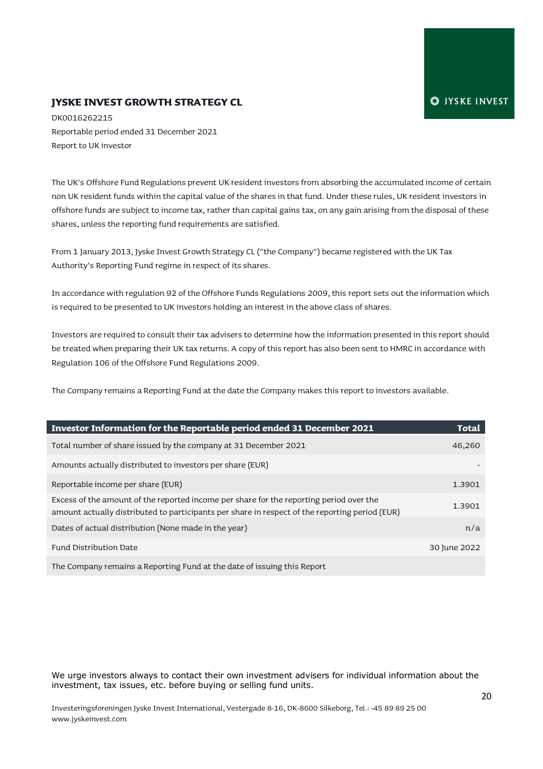JYSKE INVEST

# JYSKE INVEST GROWTH STRATEGY CL

DK0016262215
Reportable period ended 31 December 2021
Report to UK investor

The UK's Offshore Fund Regulations prevent UK resident investors from absorbing the accumulated income of certain non UK resident funds within the capital value of the shares in that fund. Under these rules, UK resident investors in offshore funds are subject to income tax, rather than capital gains tax, on any gain arising from the disposal of these shares, unless the reporting fund requirements are satisfied.

From 1 January 2013, Jyske Invest Growth Strategy CL ("the Company") became registered with the UK Tax Authority's Reporting Fund regime in respect of its shares.

In accordance with regulation 92 of the Offshore Funds Regulations 2009, this report sets out the information which is required to be presented to UK investors holding an interest in the above class of shares.

Investors are required to consult their tax advisers to determine how the information presented in this report should be treated when preparing their UK tax returns. A copy of this report has also been sent to HMRC in accordance with Regulation 106 of the Offshore Fund Regulations 2009.

The Company remains a Reporting Fund at the date the Company makes this report to investors available.

| Investor Information for the Reportable period ended 31 December 2021 | Total |
|---|---|
| Total number of share issued by the company at 31 December 2021 | 46,260 |
| Amounts actually distributed to investors per share (EUR) | - |
| Reportable income per share (EUR) | 1.3901 |
| Excess of the amount of the reported income per share for the reporting period over the amount actually distributed to participants per share in respect of the reporting period (EUR) | 1.3901 |
| Dates of actual distribution (None made in the year) | n/a |
| Fund Distribution Date | 30 June 2022 |
| The Company remains a Reporting Fund at the date of issuing this Report | |

We urge investors always to contact their own investment advisers for individual information about the investment, tax issues, etc. before buying or selling fund units.

Investeringsforeningen Jyske Invest International, Vestergade 8-16, DK-8600 Silkeborg, Tel.: -45 89 89 25 00
www.jyskeinvest.com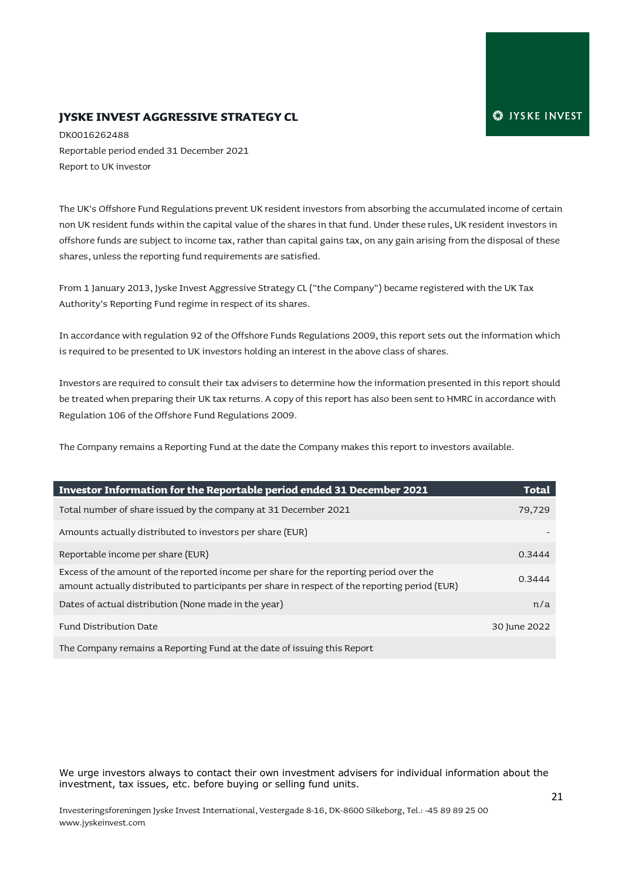# JYSKE INVEST AGGRESSIVE STRATEGY CL

DK0016262488
Reportable period ended 31 December 2021
Report to UK investor

The UK's Offshore Fund Regulations prevent UK resident investors from absorbing the accumulated income of certain non UK resident funds within the capital value of the shares in that fund. Under these rules, UK resident investors in offshore funds are subject to income tax, rather than capital gains tax, on any gain arising from the disposal of these shares, unless the reporting fund requirements are satisfied.

From 1 January 2013, Jyske Invest Aggressive Strategy CL ("the Company") became registered with the UK Tax Authority's Reporting Fund regime in respect of its shares.

In accordance with regulation 92 of the Offshore Funds Regulations 2009, this report sets out the information which is required to be presented to UK investors holding an interest in the above class of shares.

Investors are required to consult their tax advisers to determine how the information presented in this report should be treated when preparing their UK tax returns. A copy of this report has also been sent to HMRC in accordance with Regulation 106 of the Offshore Fund Regulations 2009.

The Company remains a Reporting Fund at the date the Company makes this report to investors available.

| Investor Information for the Reportable period ended 31 December 2021 | Total |
|---|---|
| Total number of share issued by the company at 31 December 2021 | 79,729 |
| Amounts actually distributed to investors per share (EUR) | - |
| Reportable income per share (EUR) | 0.3444 |
| Excess of the amount of the reported income per share for the reporting period over the amount actually distributed to participants per share in respect of the reporting period (EUR) | 0.3444 |
| Dates of actual distribution (None made in the year) | n/a |
| Fund Distribution Date | 30 June 2022 |
| The Company remains a Reporting Fund at the date of issuing this Report | |

We urge investors always to contact their own investment advisers for individual information about the investment, tax issues, etc. before buying or selling fund units.

Investeringsforeningen Jyske Invest International, Vestergade 8-16, DK-8600 Silkeborg, Tel.: -45 89 89 25 00
www.jyskeinvest.com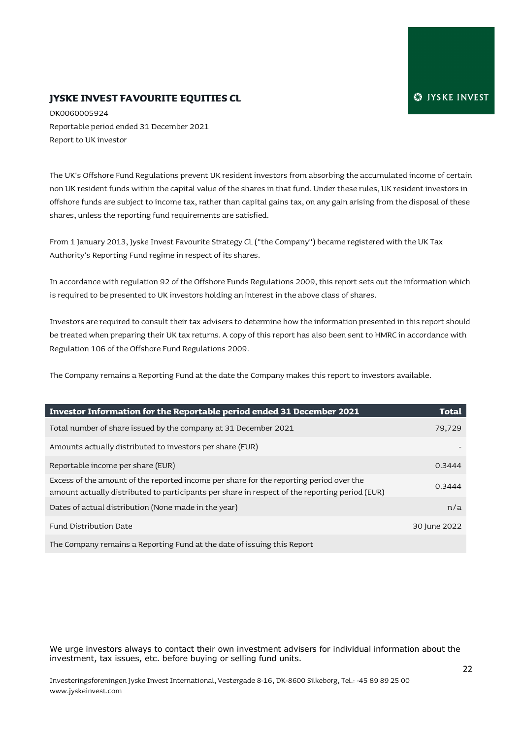# JYSKE INVEST FAVOURITE EQUITIES CL

DK0060005924

Reportable period ended 31 December 2021

Report to UK investor

The UK's Offshore Fund Regulations prevent UK resident investors from absorbing the accumulated income of certain non UK resident funds within the capital value of the shares in that fund. Under these rules, UK resident investors in offshore funds are subject to income tax, rather than capital gains tax, on any gain arising from the disposal of these shares, unless the reporting fund requirements are satisfied.

From 1 January 2013, Jyske Invest Favourite Strategy CL ("the Company") became registered with the UK Tax Authority's Reporting Fund regime in respect of its shares.

In accordance with regulation 92 of the Offshore Funds Regulations 2009, this report sets out the information which is required to be presented to UK investors holding an interest in the above class of shares.

Investors are required to consult their tax advisers to determine how the information presented in this report should be treated when preparing their UK tax returns. A copy of this report has also been sent to HMRC in accordance with Regulation 106 of the Offshore Fund Regulations 2009.

The Company remains a Reporting Fund at the date the Company makes this report to investors available.

| Investor Information for the Reportable period ended 31 December 2021 | Total |
|---|---|
| Total number of share issued by the company at 31 December 2021 | 79,729 |
| Amounts actually distributed to investors per share (EUR) | - |
| Reportable income per share (EUR) | 0.3444 |
| Excess of the amount of the reported income per share for the reporting period over the amount actually distributed to participants per share in respect of the reporting period (EUR) | 0.3444 |
| Dates of actual distribution (None made in the year) | n/a |
| Fund Distribution Date | 30 June 2022 |
| The Company remains a Reporting Fund at the date of issuing this Report | |

We urge investors always to contact their own investment advisers for individual information about the investment, tax issues, etc. before buying or selling fund units.

Investeringsforeningen Jyske Invest International, Vestergade 8-16, DK-8600 Silkeborg, Tel.: -45 89 89 25 00
www.jyskeinvest.com